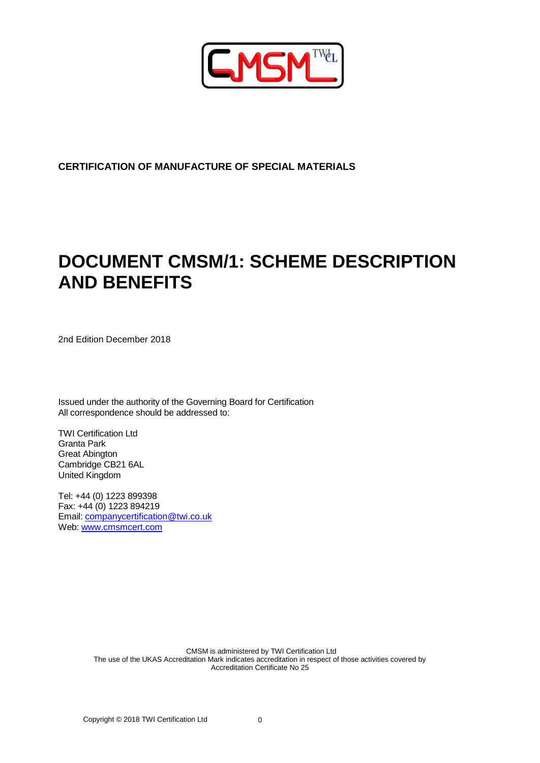**CERTIFICATION OF MANUFACTURE OF SPECIAL MATERIALS**

# DOCUMENT CMSM/1: SCHEME DESCRIPTION AND BENEFITS

2nd Edition December 2018

Issued under the authority of the Governing Board for Certification
All correspondence should be addressed to:

TWI Certification Ltd
Granta Park
Great Abington
Cambridge CB21 6AL
United Kingdom

Tel: +44 (0) 1223 899398
Fax: +44 (0) 1223 894219
Email: companycertification@twi.co.uk
Web: www.cmsmcert.com

CMSM is administered by TWI Certification Ltd
The use of the UKAS Accreditation Mark indicates accreditation in respect of those activities covered by Accreditation Certificate No 25

Copyright © 2018 TWI Certification Ltd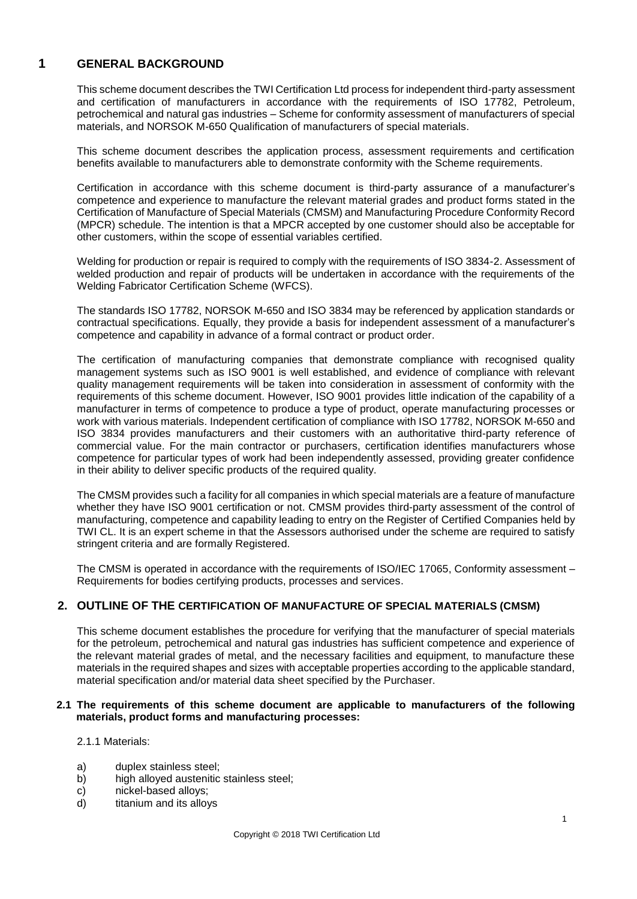# 1 GENERAL BACKGROUND

This scheme document describes the TWI Certification Ltd process for independent third-party assessment and certification of manufacturers in accordance with the requirements of ISO 17782, Petroleum, petrochemical and natural gas industries – Scheme for conformity assessment of manufacturers of special materials, and NORSOK M-650 Qualification of manufacturers of special materials.

This scheme document describes the application process, assessment requirements and certification benefits available to manufacturers able to demonstrate conformity with the Scheme requirements.

Certification in accordance with this scheme document is third-party assurance of a manufacturer's competence and experience to manufacture the relevant material grades and product forms stated in the Certification of Manufacture of Special Materials (CMSM) and Manufacturing Procedure Conformity Record (MPCR) schedule. The intention is that a MPCR accepted by one customer should also be acceptable for other customers, within the scope of essential variables certified.

Welding for production or repair is required to comply with the requirements of ISO 3834-2. Assessment of welded production and repair of products will be undertaken in accordance with the requirements of the Welding Fabricator Certification Scheme (WFCS).

The standards ISO 17782, NORSOK M-650 and ISO 3834 may be referenced by application standards or contractual specifications. Equally, they provide a basis for independent assessment of a manufacturer's competence and capability in advance of a formal contract or product order.

The certification of manufacturing companies that demonstrate compliance with recognised quality management systems such as ISO 9001 is well established, and evidence of compliance with relevant quality management requirements will be taken into consideration in assessment of conformity with the requirements of this scheme document. However, ISO 9001 provides little indication of the capability of a manufacturer in terms of competence to produce a type of product, operate manufacturing processes or work with various materials. Independent certification of compliance with ISO 17782, NORSOK M-650 and ISO 3834 provides manufacturers and their customers with an authoritative third-party reference of commercial value. For the main contractor or purchasers, certification identifies manufacturers whose competence for particular types of work had been independently assessed, providing greater confidence in their ability to deliver specific products of the required quality.

The CMSM provides such a facility for all companies in which special materials are a feature of manufacture whether they have ISO 9001 certification or not. CMSM provides third-party assessment of the control of manufacturing, competence and capability leading to entry on the Register of Certified Companies held by TWI CL. It is an expert scheme in that the Assessors authorised under the scheme are required to satisfy stringent criteria and are formally Registered.

The CMSM is operated in accordance with the requirements of ISO/IEC 17065, Conformity assessment – Requirements for bodies certifying products, processes and services.

# 2. OUTLINE OF THE CERTIFICATION OF MANUFACTURE OF SPECIAL MATERIALS (CMSM)

This scheme document establishes the procedure for verifying that the manufacturer of special materials for the petroleum, petrochemical and natural gas industries has sufficient competence and experience of the relevant material grades of metal, and the necessary facilities and equipment, to manufacture these materials in the required shapes and sizes with acceptable properties according to the applicable standard, material specification and/or material data sheet specified by the Purchaser.

## 2.1 The requirements of this scheme document are applicable to manufacturers of the following materials, product forms and manufacturing processes:

2.1.1 Materials:

a) duplex stainless steel;
b) high alloyed austenitic stainless steel;
c) nickel-based alloys;
d) titanium and its alloys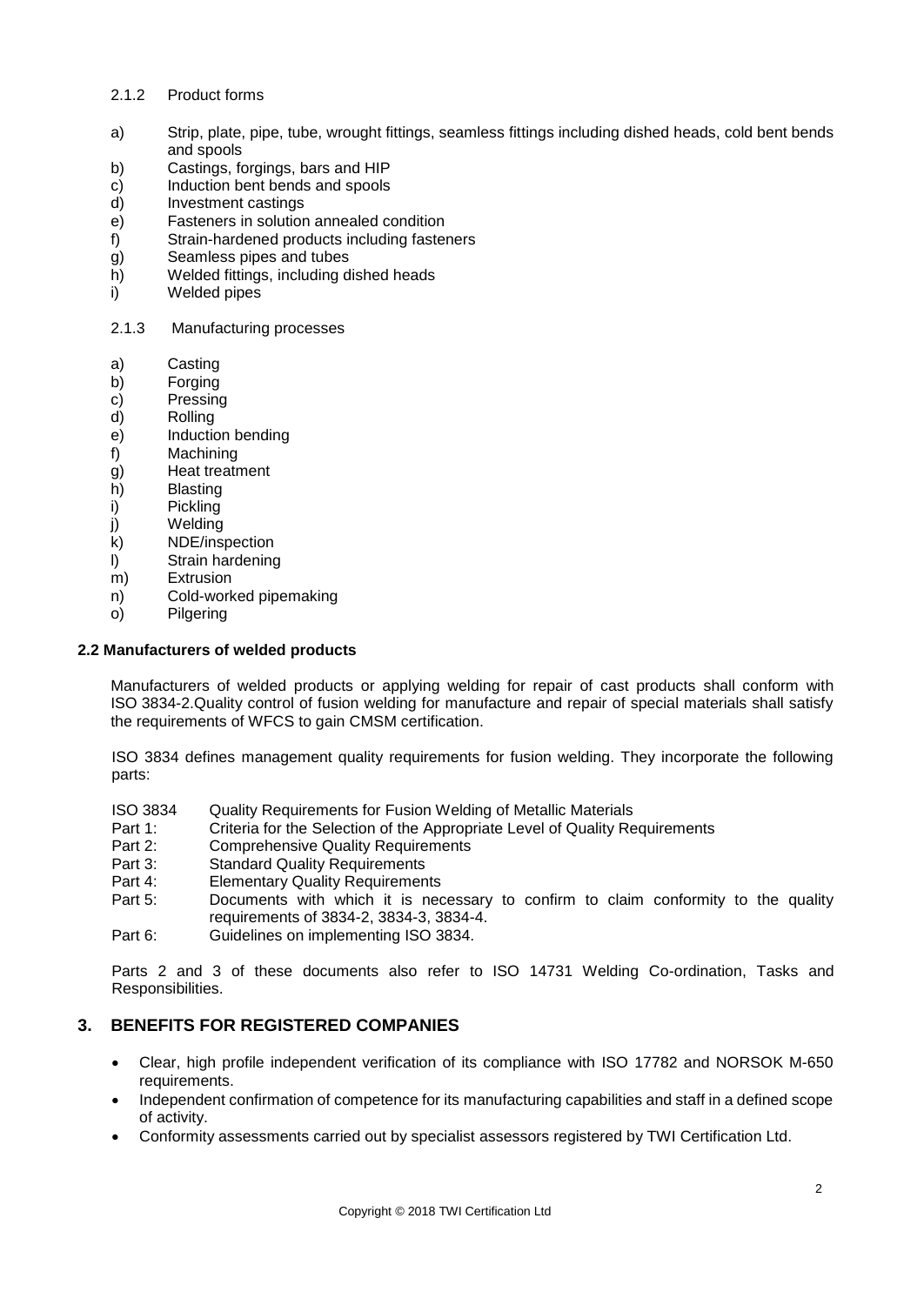#### 2.1.2 Product forms

a) Strip, plate, pipe, tube, wrought fittings, seamless fittings including dished heads, cold bent bends and spools
b) Castings, forgings, bars and HIP
c) Induction bent bends and spools
d) Investment castings
e) Fasteners in solution annealed condition
f) Strain-hardened products including fasteners
g) Seamless pipes and tubes
h) Welded fittings, including dished heads
i) Welded pipes

#### 2.1.3 Manufacturing processes

a) Casting
b) Forging
c) Pressing
d) Rolling
e) Induction bending
f) Machining
g) Heat treatment
h) Blasting
i) Pickling
j) Welding
k) NDE/inspection
l) Strain hardening
m) Extrusion
n) Cold-worked pipemaking
o) Pilgering

### 2.2 Manufacturers of welded products

Manufacturers of welded products or applying welding for repair of cast products shall conform with ISO 3834-2.Quality control of fusion welding for manufacture and repair of special materials shall satisfy the requirements of WFCS to gain CMSM certification.

ISO 3834 defines management quality requirements for fusion welding. They incorporate the following parts:

ISO 3834 Quality Requirements for Fusion Welding of Metallic Materials
Part 1: Criteria for the Selection of the Appropriate Level of Quality Requirements
Part 2: Comprehensive Quality Requirements
Part 3: Standard Quality Requirements
Part 4: Elementary Quality Requirements
Part 5: Documents with which it is necessary to confirm to claim conformity to the quality requirements of 3834-2, 3834-3, 3834-4.
Part 6: Guidelines on implementing ISO 3834.

Parts 2 and 3 of these documents also refer to ISO 14731 Welding Co-ordination, Tasks and Responsibilities.

## 3. BENEFITS FOR REGISTERED COMPANIES

- Clear, high profile independent verification of its compliance with ISO 17782 and NORSOK M-650 requirements.
- Independent confirmation of competence for its manufacturing capabilities and staff in a defined scope of activity.
- Conformity assessments carried out by specialist assessors registered by TWI Certification Ltd.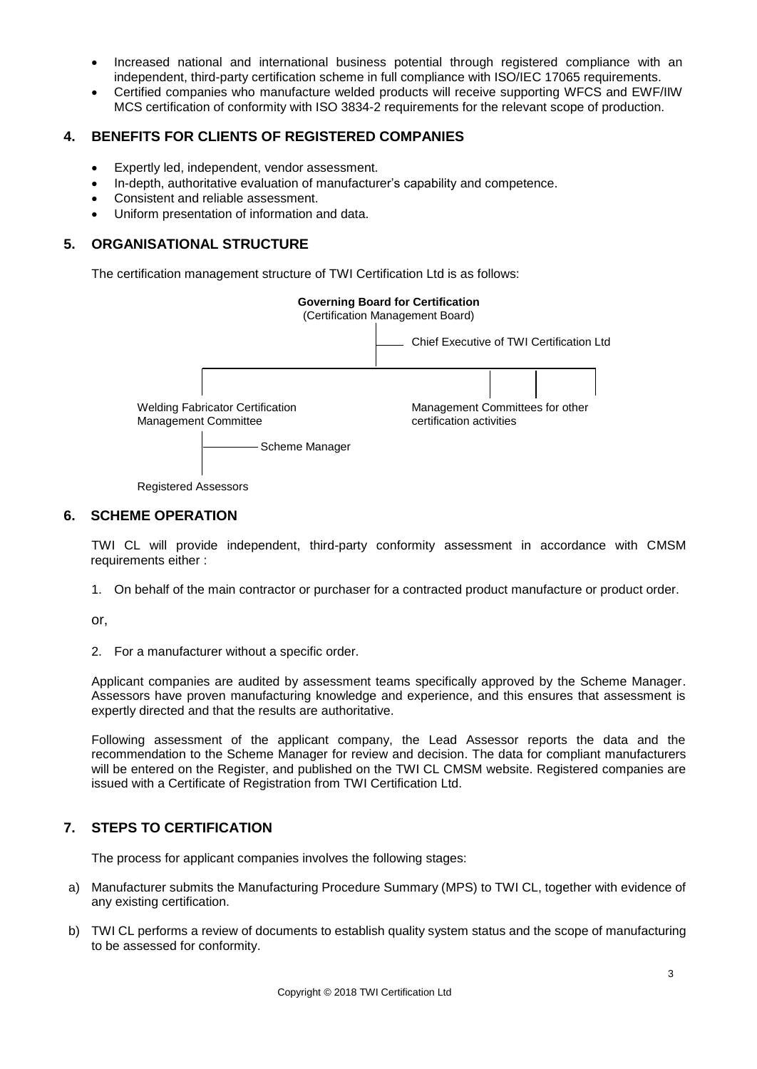- Increased national and international business potential through registered compliance with an independent, third-party certification scheme in full compliance with ISO/IEC 17065 requirements.
- Certified companies who manufacture welded products will receive supporting WFCS and EWF/IIW MCS certification of conformity with ISO 3834-2 requirements for the relevant scope of production.

## 4. BENEFITS FOR CLIENTS OF REGISTERED COMPANIES

- Expertly led, independent, vendor assessment.
- In-depth, authoritative evaluation of manufacturer's capability and competence.
- Consistent and reliable assessment.
- Uniform presentation of information and data.

## 5. ORGANISATIONAL STRUCTURE

The certification management structure of TWI Certification Ltd is as follows:

**Governing Board for Certification**
(Certification Management Board)

Chief Executive of TWI Certification Ltd

Welding Fabricator Certification Management Committee

Management Committees for other certification activities

Scheme Manager

Registered Assessors

## 6. SCHEME OPERATION

TWI CL will provide independent, third-party conformity assessment in accordance with CMSM requirements either :

1. On behalf of the main contractor or purchaser for a contracted product manufacture or product order.

or,

2. For a manufacturer without a specific order.

Applicant companies are audited by assessment teams specifically approved by the Scheme Manager. Assessors have proven manufacturing knowledge and experience, and this ensures that assessment is expertly directed and that the results are authoritative.

Following assessment of the applicant company, the Lead Assessor reports the data and the recommendation to the Scheme Manager for review and decision. The data for compliant manufacturers will be entered on the Register, and published on the TWI CL CMSM website. Registered companies are issued with a Certificate of Registration from TWI Certification Ltd.

## 7. STEPS TO CERTIFICATION

The process for applicant companies involves the following stages:

a) Manufacturer submits the Manufacturing Procedure Summary (MPS) to TWI CL, together with evidence of any existing certification.

b) TWI CL performs a review of documents to establish quality system status and the scope of manufacturing to be assessed for conformity.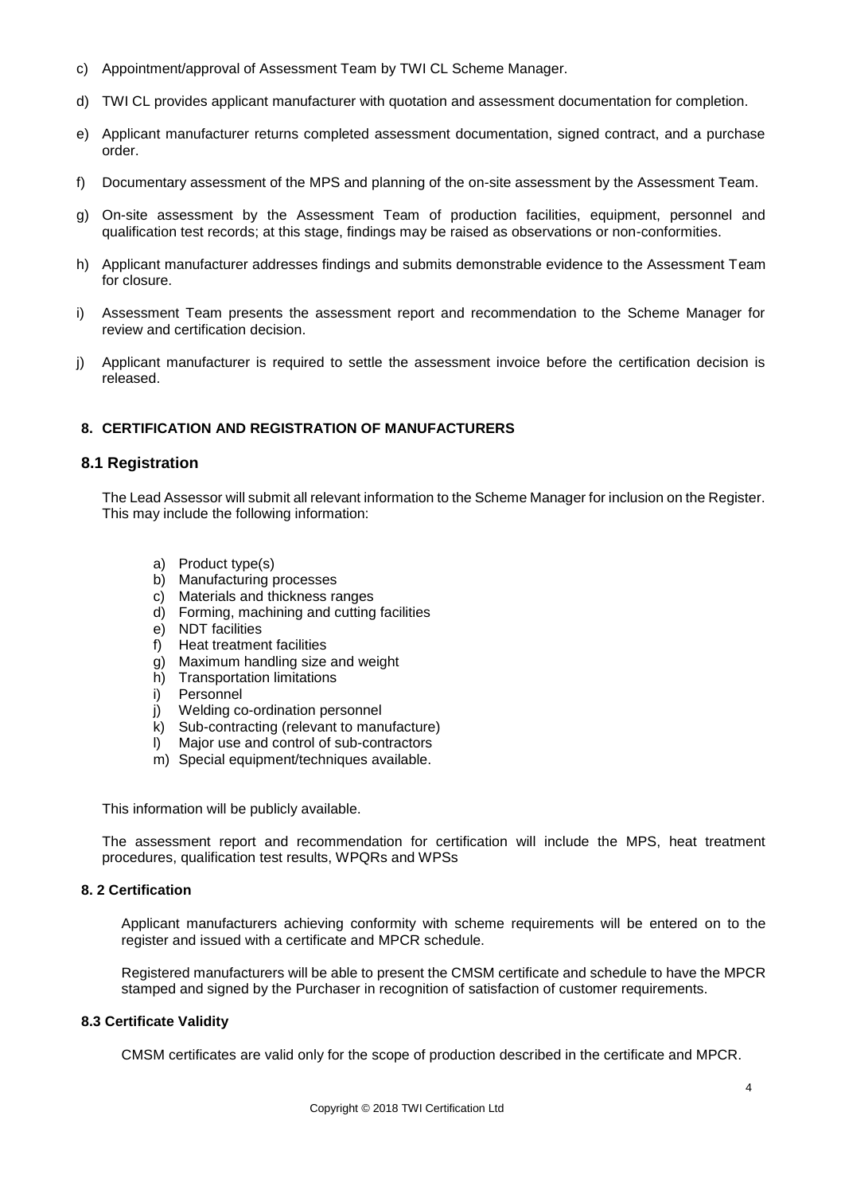c) Appointment/approval of Assessment Team by TWI CL Scheme Manager.

d) TWI CL provides applicant manufacturer with quotation and assessment documentation for completion.

e) Applicant manufacturer returns completed assessment documentation, signed contract, and a purchase order.

f) Documentary assessment of the MPS and planning of the on-site assessment by the Assessment Team.

g) On-site assessment by the Assessment Team of production facilities, equipment, personnel and qualification test records; at this stage, findings may be raised as observations or non-conformities.

h) Applicant manufacturer addresses findings and submits demonstrable evidence to the Assessment Team for closure.

i) Assessment Team presents the assessment report and recommendation to the Scheme Manager for review and certification decision.

j) Applicant manufacturer is required to settle the assessment invoice before the certification decision is released.

## 8. CERTIFICATION AND REGISTRATION OF MANUFACTURERS

### 8.1 Registration

The Lead Assessor will submit all relevant information to the Scheme Manager for inclusion on the Register. This may include the following information:

a) Product type(s)
b) Manufacturing processes
c) Materials and thickness ranges
d) Forming, machining and cutting facilities
e) NDT facilities
f) Heat treatment facilities
g) Maximum handling size and weight
h) Transportation limitations
i) Personnel
j) Welding co-ordination personnel
k) Sub-contracting (relevant to manufacture)
l) Major use and control of sub-contractors
m) Special equipment/techniques available.

This information will be publicly available.

The assessment report and recommendation for certification will include the MPS, heat treatment procedures, qualification test results, WPQRs and WPSs

### 8. 2 Certification

Applicant manufacturers achieving conformity with scheme requirements will be entered on to the register and issued with a certificate and MPCR schedule.

Registered manufacturers will be able to present the CMSM certificate and schedule to have the MPCR stamped and signed by the Purchaser in recognition of satisfaction of customer requirements.

### 8.3 Certificate Validity

CMSM certificates are valid only for the scope of production described in the certificate and MPCR.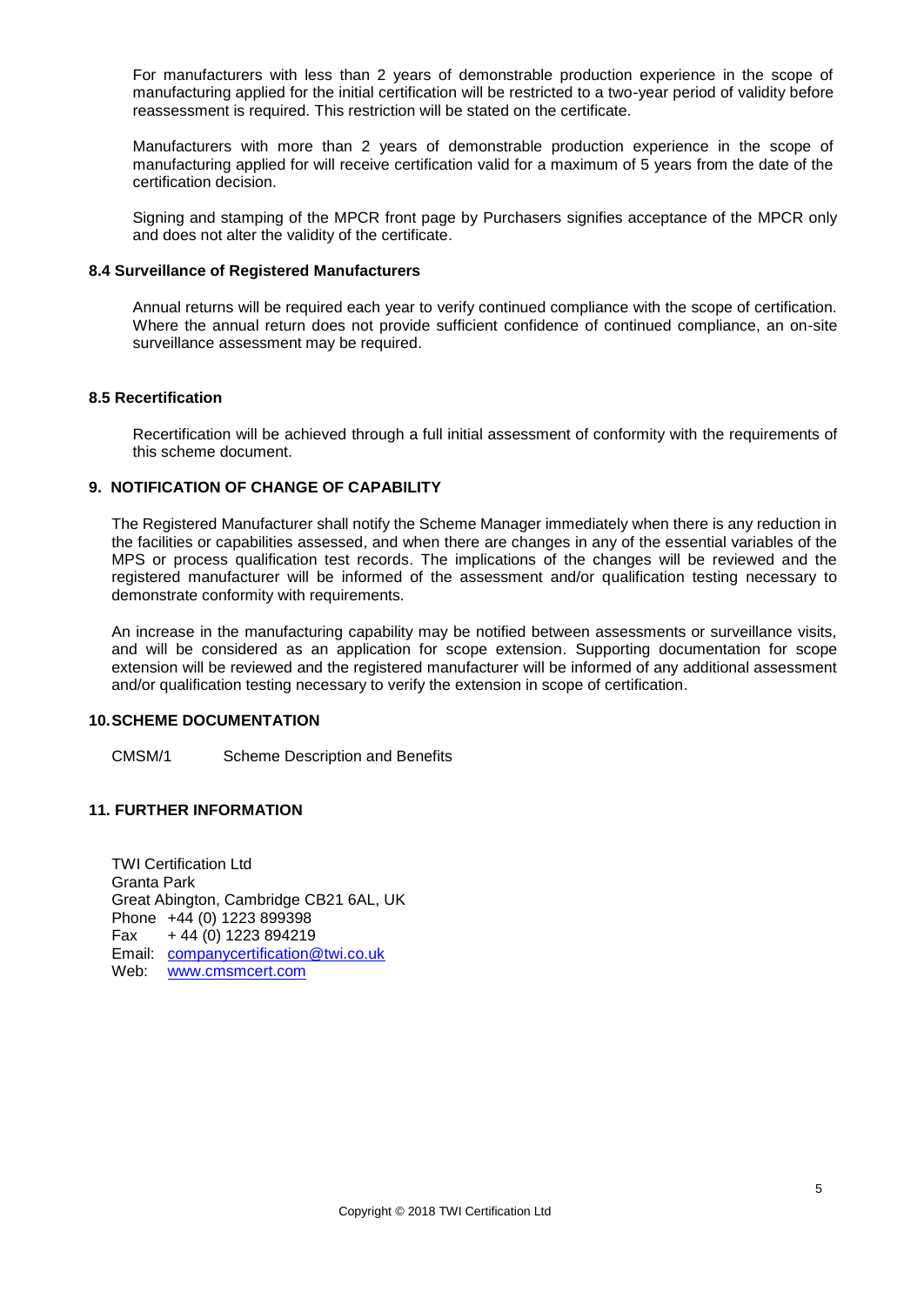For manufacturers with less than 2 years of demonstrable production experience in the scope of manufacturing applied for the initial certification will be restricted to a two-year period of validity before reassessment is required. This restriction will be stated on the certificate.

Manufacturers with more than 2 years of demonstrable production experience in the scope of manufacturing applied for will receive certification valid for a maximum of 5 years from the date of the certification decision.

Signing and stamping of the MPCR front page by Purchasers signifies acceptance of the MPCR only and does not alter the validity of the certificate.

### 8.4 Surveillance of Registered Manufacturers

Annual returns will be required each year to verify continued compliance with the scope of certification. Where the annual return does not provide sufficient confidence of continued compliance, an on-site surveillance assessment may be required.

### 8.5 Recertification

Recertification will be achieved through a full initial assessment of conformity with the requirements of this scheme document.

## 9. NOTIFICATION OF CHANGE OF CAPABILITY

The Registered Manufacturer shall notify the Scheme Manager immediately when there is any reduction in the facilities or capabilities assessed, and when there are changes in any of the essential variables of the MPS or process qualification test records. The implications of the changes will be reviewed and the registered manufacturer will be informed of the assessment and/or qualification testing necessary to demonstrate conformity with requirements.

An increase in the manufacturing capability may be notified between assessments or surveillance visits, and will be considered as an application for scope extension. Supporting documentation for scope extension will be reviewed and the registered manufacturer will be informed of any additional assessment and/or qualification testing necessary to verify the extension in scope of certification.

## 10. SCHEME DOCUMENTATION

CMSM/1 Scheme Description and Benefits

## 11. FURTHER INFORMATION

TWI Certification Ltd
Granta Park
Great Abington, Cambridge CB21 6AL, UK
Phone +44 (0) 1223 899398
Fax + 44 (0) 1223 894219
Email: companycertification@twi.co.uk
Web: www.cmsmcert.com

Copyright © 2018 TWI Certification Ltd